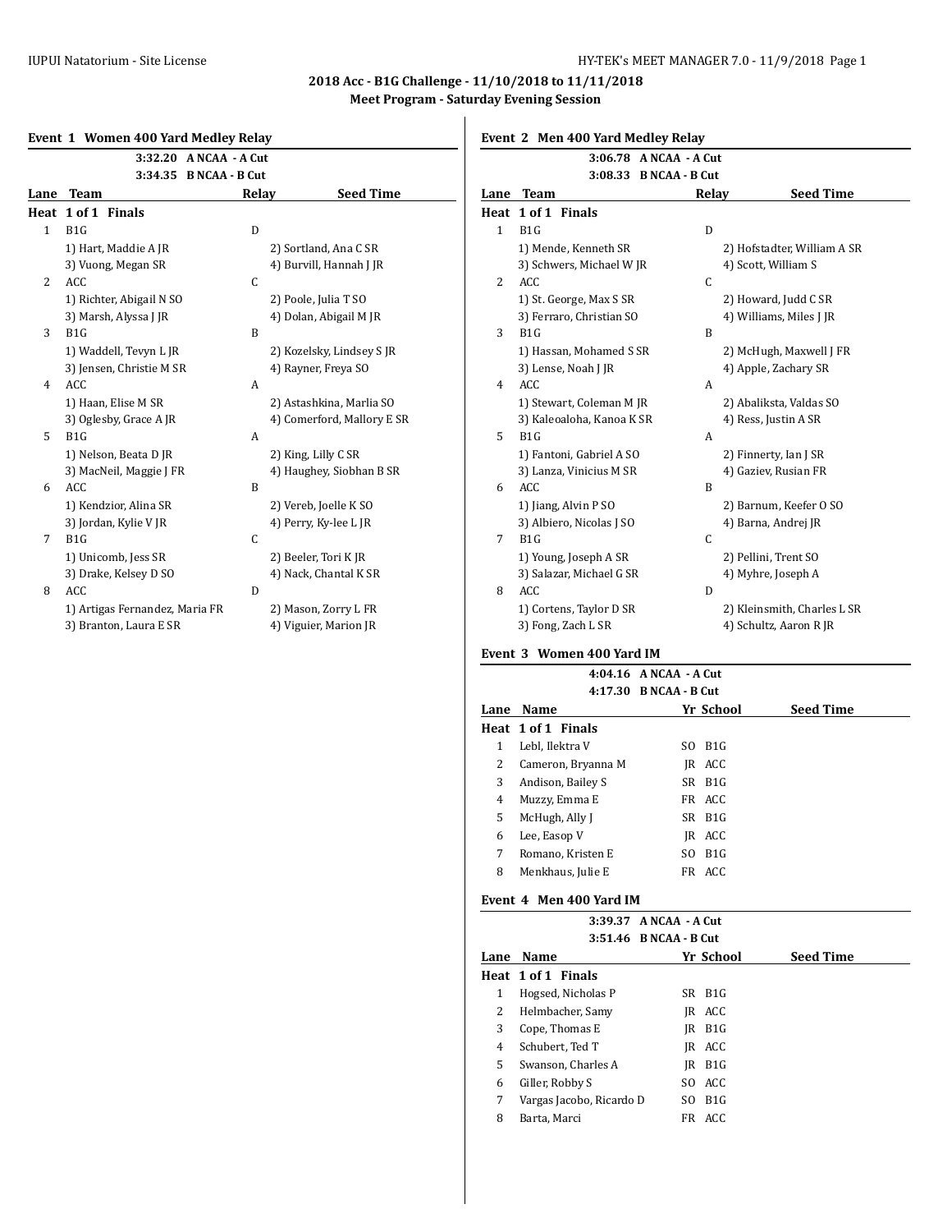## 2018 Acc - B1G Challenge - 11/10/2018 to 11/11/2018

### Meet Program - Saturday Evening Session

### Event 1 Women 400 Yard Medley Relay

3:32.20 A NCAA - A Cut
3:34.35 B NCAA - B Cut

| Lane | Team | Relay | Seed Time |
|---|---|---|---|
| **Heat 1 of 1 Finals** | | | |
| 1 | B1G | D | |
| | 1) Hart, Maddie A JR; 2) Sortland, Ana C SR; 3) Vuong, Megan SR; 4) Burvill, Hannah J JR | | |
| 2 | ACC | C | |
| | 1) Richter, Abigail N SO; 2) Poole, Julia T SO; 3) Marsh, Alyssa J JR; 4) Dolan, Abigail M JR | | |
| 3 | B1G | B | |
| | 1) Waddell, Tevyn L JR; 2) Kozelsky, Lindsey S JR; 3) Jensen, Christie M SR; 4) Rayner, Freya SO | | |
| 4 | ACC | A | |
| | 1) Haan, Elise M SR; 2) Astashkina, Marlia SO; 3) Oglesby, Grace A JR; 4) Comerford, Mallory E SR | | |
| 5 | B1G | A | |
| | 1) Nelson, Beata D JR; 2) King, Lilly C SR; 3) MacNeil, Maggie J FR; 4) Haughey, Siobhan B SR | | |
| 6 | ACC | B | |
| | 1) Kendzior, Alina SR; 2) Vereb, Joelle K SO; 3) Jordan, Kylie V JR; 4) Perry, Ky-lee L JR | | |
| 7 | B1G | C | |
| | 1) Unicomb, Jess SR; 2) Beeler, Tori K JR; 3) Drake, Kelsey D SO; 4) Nack, Chantal K SR | | |
| 8 | ACC | D | |
| | 1) Artigas Fernandez, Maria FR; 2) Mason, Zorry L FR; 3) Branton, Laura E SR; 4) Viguier, Marion JR | | |

### Event 2 Men 400 Yard Medley Relay

3:06.78 A NCAA - A Cut
3:08.33 B NCAA - B Cut

| Lane | Team | Relay | Seed Time |
|---|---|---|---|
| **Heat 1 of 1 Finals** | | | |
| 1 | B1G | D | |
| | 1) Mende, Kenneth SR; 2) Hofstadter, William A SR; 3) Schwers, Michael W JR; 4) Scott, William S | | |
| 2 | ACC | C | |
| | 1) St. George, Max S SR; 2) Howard, Judd C SR; 3) Ferraro, Christian SO; 4) Williams, Miles J JR | | |
| 3 | B1G | B | |
| | 1) Hassan, Mohamed S SR; 2) McHugh, Maxwell J FR; 3) Lense, Noah J JR; 4) Apple, Zachary SR | | |
| 4 | ACC | A | |
| | 1) Stewart, Coleman M JR; 2) Abaliksta, Valdas SO; 3) Kaleoaloha, Kanoa K SR; 4) Ress, Justin A SR | | |
| 5 | B1G | A | |
| | 1) Fantoni, Gabriel A SO; 2) Finnerty, Ian J SR; 3) Lanza, Vinicius M SR; 4) Gaziev, Rusian FR | | |
| 6 | ACC | B | |
| | 1) Jiang, Alvin P SO; 2) Barnum, Keefer O SO; 3) Albiero, Nicolas J SO; 4) Barna, Andrej JR | | |
| 7 | B1G | C | |
| | 1) Young, Joseph A SR; 2) Pellini, Trent SO; 3) Salazar, Michael G SR; 4) Myhre, Joseph A | | |
| 8 | ACC | D | |
| | 1) Cortens, Taylor D SR; 2) Kleinsmith, Charles L SR; 3) Fong, Zach L SR; 4) Schultz, Aaron R JR | | |

### Event 3 Women 400 Yard IM

4:04.16 A NCAA - A Cut
4:17.30 B NCAA - B Cut

| Lane | Name | Yr | School | Seed Time |
|---|---|---|---|---|
| **Heat 1 of 1 Finals** | | | | |
| 1 | Lebl, Ilektra V | SO | B1G | |
| 2 | Cameron, Bryanna M | JR | ACC | |
| 3 | Andison, Bailey S | SR | B1G | |
| 4 | Muzzy, Emma E | FR | ACC | |
| 5 | McHugh, Ally J | SR | B1G | |
| 6 | Lee, Easop V | JR | ACC | |
| 7 | Romano, Kristen E | SO | B1G | |
| 8 | Menkhaus, Julie E | FR | ACC | |

### Event 4 Men 400 Yard IM

3:39.37 A NCAA - A Cut
3:51.46 B NCAA - B Cut

| Lane | Name | Yr | School | Seed Time |
|---|---|---|---|---|
| **Heat 1 of 1 Finals** | | | | |
| 1 | Hogsed, Nicholas P | SR | B1G | |
| 2 | Helmbacher, Samy | JR | ACC | |
| 3 | Cope, Thomas E | JR | B1G | |
| 4 | Schubert, Ted T | JR | ACC | |
| 5 | Swanson, Charles A | JR | B1G | |
| 6 | Giller, Robby S | SO | ACC | |
| 7 | Vargas Jacobo, Ricardo D | SO | B1G | |
| 8 | Barta, Marci | FR | ACC | |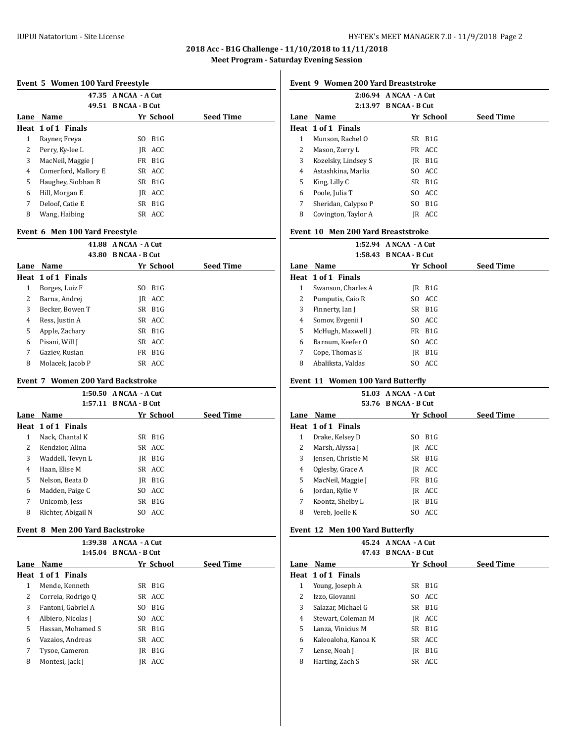## 2018 Acc - B1G Challenge - 11/10/2018 to 11/11/2018

### Meet Program - Saturday Evening Session

#### Event 5 Women 100 Yard Freestyle

47.35 A NCAA - A Cut
49.51 B NCAA - B Cut

| Lane | Name | Yr | School | Seed Time |
|---|---|---|---|---|
| **Heat 1 of 1 Finals** | | | | |
| 1 | Rayner, Freya | SO | B1G | |
| 2 | Perry, Ky-lee L | JR | ACC | |
| 3 | MacNeil, Maggie J | FR | B1G | |
| 4 | Comerford, Mallory E | SR | ACC | |
| 5 | Haughey, Siobhan B | SR | B1G | |
| 6 | Hill, Morgan E | JR | ACC | |
| 7 | Deloof, Catie E | SR | B1G | |
| 8 | Wang, Haibing | SR | ACC | |

#### Event 6 Men 100 Yard Freestyle

41.88 A NCAA - A Cut
43.80 B NCAA - B Cut

| Lane | Name | Yr | School | Seed Time |
|---|---|---|---|---|
| **Heat 1 of 1 Finals** | | | | |
| 1 | Borges, Luiz F | SO | B1G | |
| 2 | Barna, Andrej | JR | ACC | |
| 3 | Becker, Bowen T | SR | B1G | |
| 4 | Ress, Justin A | SR | ACC | |
| 5 | Apple, Zachary | SR | B1G | |
| 6 | Pisani, Will J | SR | ACC | |
| 7 | Gaziev, Rusian | FR | B1G | |
| 8 | Molacek, Jacob P | SR | ACC | |

#### Event 7 Women 200 Yard Backstroke

1:50.50 A NCAA - A Cut
1:57.11 B NCAA - B Cut

| Lane | Name | Yr | School | Seed Time |
|---|---|---|---|---|
| **Heat 1 of 1 Finals** | | | | |
| 1 | Nack, Chantal K | SR | B1G | |
| 2 | Kendzior, Alina | SR | ACC | |
| 3 | Waddell, Tevyn L | JR | B1G | |
| 4 | Haan, Elise M | SR | ACC | |
| 5 | Nelson, Beata D | JR | B1G | |
| 6 | Madden, Paige C | SO | ACC | |
| 7 | Unicomb, Jess | SR | B1G | |
| 8 | Richter, Abigail N | SO | ACC | |

#### Event 8 Men 200 Yard Backstroke

1:39.38 A NCAA - A Cut
1:45.04 B NCAA - B Cut

| Lane | Name | Yr | School | Seed Time |
|---|---|---|---|---|
| **Heat 1 of 1 Finals** | | | | |
| 1 | Mende, Kenneth | SR | B1G | |
| 2 | Correia, Rodrigo Q | SR | ACC | |
| 3 | Fantoni, Gabriel A | SO | B1G | |
| 4 | Albiero, Nicolas J | SO | ACC | |
| 5 | Hassan, Mohamed S | SR | B1G | |
| 6 | Vazaios, Andreas | SR | ACC | |
| 7 | Tysoe, Cameron | JR | B1G | |
| 8 | Montesi, Jack J | JR | ACC | |

#### Event 9 Women 200 Yard Breaststroke

2:06.94 A NCAA - A Cut
2:13.97 B NCAA - B Cut

| Lane | Name | Yr | School | Seed Time |
|---|---|---|---|---|
| **Heat 1 of 1 Finals** | | | | |
| 1 | Munson, Rachel O | SR | B1G | |
| 2 | Mason, Zorry L | FR | ACC | |
| 3 | Kozelsky, Lindsey S | JR | B1G | |
| 4 | Astashkina, Marlia | SO | ACC | |
| 5 | King, Lilly C | SR | B1G | |
| 6 | Poole, Julia T | SO | ACC | |
| 7 | Sheridan, Calypso P | SO | B1G | |
| 8 | Covington, Taylor A | JR | ACC | |

#### Event 10 Men 200 Yard Breaststroke

1:52.94 A NCAA - A Cut
1:58.43 B NCAA - B Cut

| Lane | Name | Yr | School | Seed Time |
|---|---|---|---|---|
| **Heat 1 of 1 Finals** | | | | |
| 1 | Swanson, Charles A | JR | B1G | |
| 2 | Pumputis, Caio R | SO | ACC | |
| 3 | Finnerty, Ian J | SR | B1G | |
| 4 | Somov, Evgenii I | SO | ACC | |
| 5 | McHugh, Maxwell J | FR | B1G | |
| 6 | Barnum, Keefer O | SO | ACC | |
| 7 | Cope, Thomas E | JR | B1G | |
| 8 | Abaliksta, Valdas | SO | ACC | |

#### Event 11 Women 100 Yard Butterfly

51.03 A NCAA - A Cut
53.76 B NCAA - B Cut

| Lane | Name | Yr | School | Seed Time |
|---|---|---|---|---|
| **Heat 1 of 1 Finals** | | | | |
| 1 | Drake, Kelsey D | SO | B1G | |
| 2 | Marsh, Alyssa J | JR | ACC | |
| 3 | Jensen, Christie M | SR | B1G | |
| 4 | Oglesby, Grace A | JR | ACC | |
| 5 | MacNeil, Maggie J | FR | B1G | |
| 6 | Jordan, Kylie V | JR | ACC | |
| 7 | Koontz, Shelby L | JR | B1G | |
| 8 | Vereb, Joelle K | SO | ACC | |

#### Event 12 Men 100 Yard Butterfly

45.24 A NCAA - A Cut
47.43 B NCAA - B Cut

| Lane | Name | Yr | School | Seed Time |
|---|---|---|---|---|
| **Heat 1 of 1 Finals** | | | | |
| 1 | Young, Joseph A | SR | B1G | |
| 2 | Izzo, Giovanni | SO | ACC | |
| 3 | Salazar, Michael G | SR | B1G | |
| 4 | Stewart, Coleman M | JR | ACC | |
| 5 | Lanza, Vinicius M | SR | B1G | |
| 6 | Kaleoaloha, Kanoa K | SR | ACC | |
| 7 | Lense, Noah J | JR | B1G | |
| 8 | Harting, Zach S | SR | ACC | |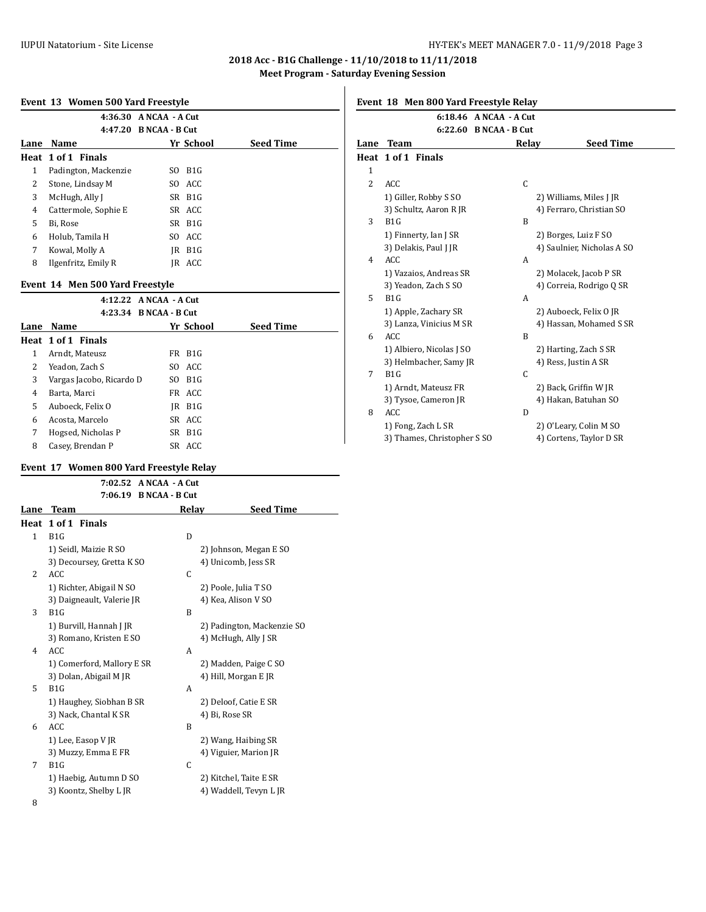## 2018 Acc - B1G Challenge - 11/10/2018 to 11/11/2018

### Meet Program - Saturday Evening Session

#### Event 13 Women 500 Yard Freestyle

4:36.30 A NCAA - A Cut
4:47.20 B NCAA - B Cut

| Lane | Name | Yr | School | Seed Time |
|---|---|---|---|---|
| **Heat 1 of 1 Finals** | | | | |
| 1 | Padington, Mackenzie | SO | B1G | |
| 2 | Stone, Lindsay M | SO | ACC | |
| 3 | McHugh, Ally J | SR | B1G | |
| 4 | Cattermole, Sophie E | SR | ACC | |
| 5 | Bi, Rose | SR | B1G | |
| 6 | Holub, Tamila H | SO | ACC | |
| 7 | Kowal, Molly A | JR | B1G | |
| 8 | Ilgenfritz, Emily R | JR | ACC | |

#### Event 14 Men 500 Yard Freestyle

4:12.22 A NCAA - A Cut
4:23.34 B NCAA - B Cut

| Lane | Name | Yr | School | Seed Time |
|---|---|---|---|---|
| **Heat 1 of 1 Finals** | | | | |
| 1 | Arndt, Mateusz | FR | B1G | |
| 2 | Yeadon, Zach S | SO | ACC | |
| 3 | Vargas Jacobo, Ricardo D | SO | B1G | |
| 4 | Barta, Marci | FR | ACC | |
| 5 | Auboeck, Felix O | JR | B1G | |
| 6 | Acosta, Marcelo | SR | ACC | |
| 7 | Hogsed, Nicholas P | SR | B1G | |
| 8 | Casey, Brendan P | SR | ACC | |

#### Event 17 Women 800 Yard Freestyle Relay

7:02.52 A NCAA - A Cut
7:06.19 B NCAA - B Cut

| Lane | Team | Relay | Seed Time |
|---|---|---|---|
| **Heat 1 of 1 Finals** | | | |
| 1 | B1G | D | |
| | 1) Seidl, Maizie R SO | 2) Johnson, Megan E SO | |
| | 3) Decoursey, Gretta K SO | 4) Unicomb, Jess SR | |
| 2 | ACC | C | |
| | 1) Richter, Abigail N SO | 2) Poole, Julia T SO | |
| | 3) Daigneault, Valerie JR | 4) Kea, Alison V SO | |
| 3 | B1G | B | |
| | 1) Burvill, Hannah J JR | 2) Padington, Mackenzie SO | |
| | 3) Romano, Kristen E SO | 4) McHugh, Ally J SR | |
| 4 | ACC | A | |
| | 1) Comerford, Mallory E SR | 2) Madden, Paige C SO | |
| | 3) Dolan, Abigail M JR | 4) Hill, Morgan E JR | |
| 5 | B1G | A | |
| | 1) Haughey, Siobhan B SR | 2) Deloof, Catie E SR | |
| | 3) Nack, Chantal K SR | 4) Bi, Rose SR | |
| 6 | ACC | B | |
| | 1) Lee, Easop V JR | 2) Wang, Haibing SR | |
| | 3) Muzzy, Emma E FR | 4) Viguier, Marion JR | |
| 7 | B1G | C | |
| | 1) Haebig, Autumn D SO | 2) Kitchel, Taite E SR | |
| | 3) Koontz, Shelby L JR | 4) Waddell, Tevyn L JR | |
| 8 | | | |

#### Event 18 Men 800 Yard Freestyle Relay

6:18.46 A NCAA - A Cut
6:22.60 B NCAA - B Cut

| Lane | Team | Relay | Seed Time |
|---|---|---|---|
| **Heat 1 of 1 Finals** | | | |
| 1 | | | |
| 2 | ACC | C | |
| | 1) Giller, Robby S SO | 2) Williams, Miles J JR | |
| | 3) Schultz, Aaron R JR | 4) Ferraro, Christian SO | |
| 3 | B1G | B | |
| | 1) Finnerty, Ian J SR | 2) Borges, Luiz F SO | |
| | 3) Delakis, Paul J JR | 4) Saulnier, Nicholas A SO | |
| 4 | ACC | A | |
| | 1) Vazaios, Andreas SR | 2) Molacek, Jacob P SR | |
| | 3) Yeadon, Zach S SO | 4) Correia, Rodrigo Q SR | |
| 5 | B1G | A | |
| | 1) Apple, Zachary SR | 2) Auboeck, Felix O JR | |
| | 3) Lanza, Vinicius M SR | 4) Hassan, Mohamed S SR | |
| 6 | ACC | B | |
| | 1) Albiero, Nicolas J SO | 2) Harting, Zach S SR | |
| | 3) Helmbacher, Samy JR | 4) Ress, Justin A SR | |
| 7 | B1G | C | |
| | 1) Arndt, Mateusz FR | 2) Back, Griffin W JR | |
| | 3) Tysoe, Cameron JR | 4) Hakan, Batuhan SO | |
| 8 | ACC | D | |
| | 1) Fong, Zach L SR | 2) O'Leary, Colin M SO | |
| | 3) Thames, Christopher S SO | 4) Cortens, Taylor D SR | |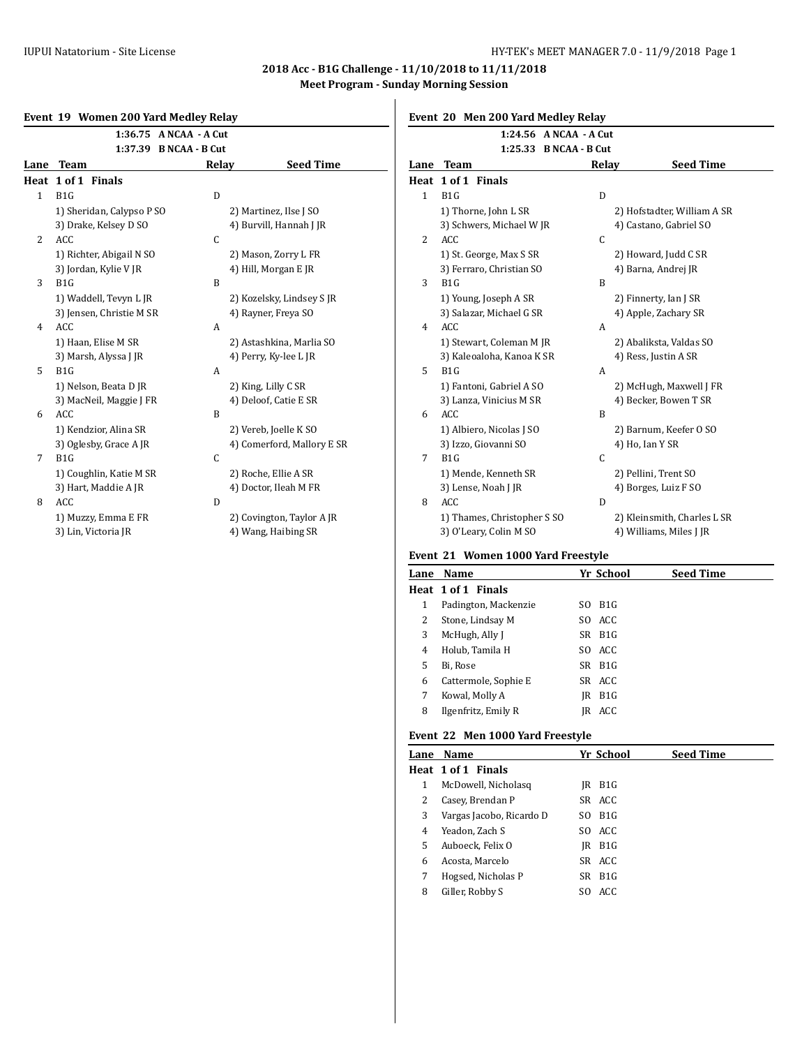## 2018 Acc - B1G Challenge - 11/10/2018 to 11/11/2018

### Meet Program - Sunday Morning Session

### Event 19 Women 200 Yard Medley Relay

1:36.75 A NCAA - A Cut
1:37.39 B NCAA - B Cut

| Lane | Team | Relay | Seed Time |
|---|---|---|---|
| **Heat 1 of 1 Finals** | | | |
| 1 | B1G | D | |
| | 1) Sheridan, Calypso P SO | 2) Martinez, Ilse J SO | |
| | 3) Drake, Kelsey D SO | 4) Burvill, Hannah J JR | |
| 2 | ACC | C | |
| | 1) Richter, Abigail N SO | 2) Mason, Zorry L FR | |
| | 3) Jordan, Kylie V JR | 4) Hill, Morgan E JR | |
| 3 | B1G | B | |
| | 1) Waddell, Tevyn L JR | 2) Kozelsky, Lindsey S JR | |
| | 3) Jensen, Christie M SR | 4) Rayner, Freya SO | |
| 4 | ACC | A | |
| | 1) Haan, Elise M SR | 2) Astashkina, Marlia SO | |
| | 3) Marsh, Alyssa J JR | 4) Perry, Ky-lee L JR | |
| 5 | B1G | A | |
| | 1) Nelson, Beata D JR | 2) King, Lilly C SR | |
| | 3) MacNeil, Maggie J FR | 4) Deloof, Catie E SR | |
| 6 | ACC | B | |
| | 1) Kendzior, Alina SR | 2) Vereb, Joelle K SO | |
| | 3) Oglesby, Grace A JR | 4) Comerford, Mallory E SR | |
| 7 | B1G | C | |
| | 1) Coughlin, Katie M SR | 2) Roche, Ellie A SR | |
| | 3) Hart, Maddie A JR | 4) Doctor, Ileah M FR | |
| 8 | ACC | D | |
| | 1) Muzzy, Emma E FR | 2) Covington, Taylor A JR | |
| | 3) Lin, Victoria JR | 4) Wang, Haibing SR | |

### Event 20 Men 200 Yard Medley Relay

1:24.56 A NCAA - A Cut
1:25.33 B NCAA - B Cut

| Lane | Team | Relay | Seed Time |
|---|---|---|---|
| **Heat 1 of 1 Finals** | | | |
| 1 | B1G | D | |
| | 1) Thorne, John L SR | 2) Hofstadter, William A SR | |
| | 3) Schwers, Michael W JR | 4) Castano, Gabriel SO | |
| 2 | ACC | C | |
| | 1) St. George, Max S SR | 2) Howard, Judd C SR | |
| | 3) Ferraro, Christian SO | 4) Barna, Andrej JR | |
| 3 | B1G | B | |
| | 1) Young, Joseph A SR | 2) Finnerty, Ian J SR | |
| | 3) Salazar, Michael G SR | 4) Apple, Zachary SR | |
| 4 | ACC | A | |
| | 1) Stewart, Coleman M JR | 2) Abaliksta, Valdas SO | |
| | 3) Kaleoaloha, Kanoa K SR | 4) Ress, Justin A SR | |
| 5 | B1G | A | |
| | 1) Fantoni, Gabriel A SO | 2) McHugh, Maxwell J FR | |
| | 3) Lanza, Vinicius M SR | 4) Becker, Bowen T SR | |
| 6 | ACC | B | |
| | 1) Albiero, Nicolas J SO | 2) Barnum, Keefer O SO | |
| | 3) Izzo, Giovanni SO | 4) Ho, Ian Y SR | |
| 7 | B1G | C | |
| | 1) Mende, Kenneth SR | 2) Pellini, Trent SO | |
| | 3) Lense, Noah J JR | 4) Borges, Luiz F SO | |
| 8 | ACC | D | |
| | 1) Thames, Christopher S SO | 2) Kleinsmith, Charles L SR | |
| | 3) O'Leary, Colin M SO | 4) Williams, Miles J JR | |

### Event 21 Women 1000 Yard Freestyle

| Lane | Name | Yr | School | Seed Time |
|---|---|---|---|---|
| **Heat 1 of 1 Finals** | | | | |
| 1 | Padington, Mackenzie | SO | B1G | |
| 2 | Stone, Lindsay M | SO | ACC | |
| 3 | McHugh, Ally J | SR | B1G | |
| 4 | Holub, Tamila H | SO | ACC | |
| 5 | Bi, Rose | SR | B1G | |
| 6 | Cattermole, Sophie E | SR | ACC | |
| 7 | Kowal, Molly A | JR | B1G | |
| 8 | Ilgenfritz, Emily R | JR | ACC | |

### Event 22 Men 1000 Yard Freestyle

| Lane | Name | Yr | School | Seed Time |
|---|---|---|---|---|
| **Heat 1 of 1 Finals** | | | | |
| 1 | McDowell, Nicholasq | JR | B1G | |
| 2 | Casey, Brendan P | SR | ACC | |
| 3 | Vargas Jacobo, Ricardo D | SO | B1G | |
| 4 | Yeadon, Zach S | SO | ACC | |
| 5 | Auboeck, Felix O | JR | B1G | |
| 6 | Acosta, Marcelo | SR | ACC | |
| 7 | Hogsed, Nicholas P | SR | B1G | |
| 8 | Giller, Robby S | SO | ACC | |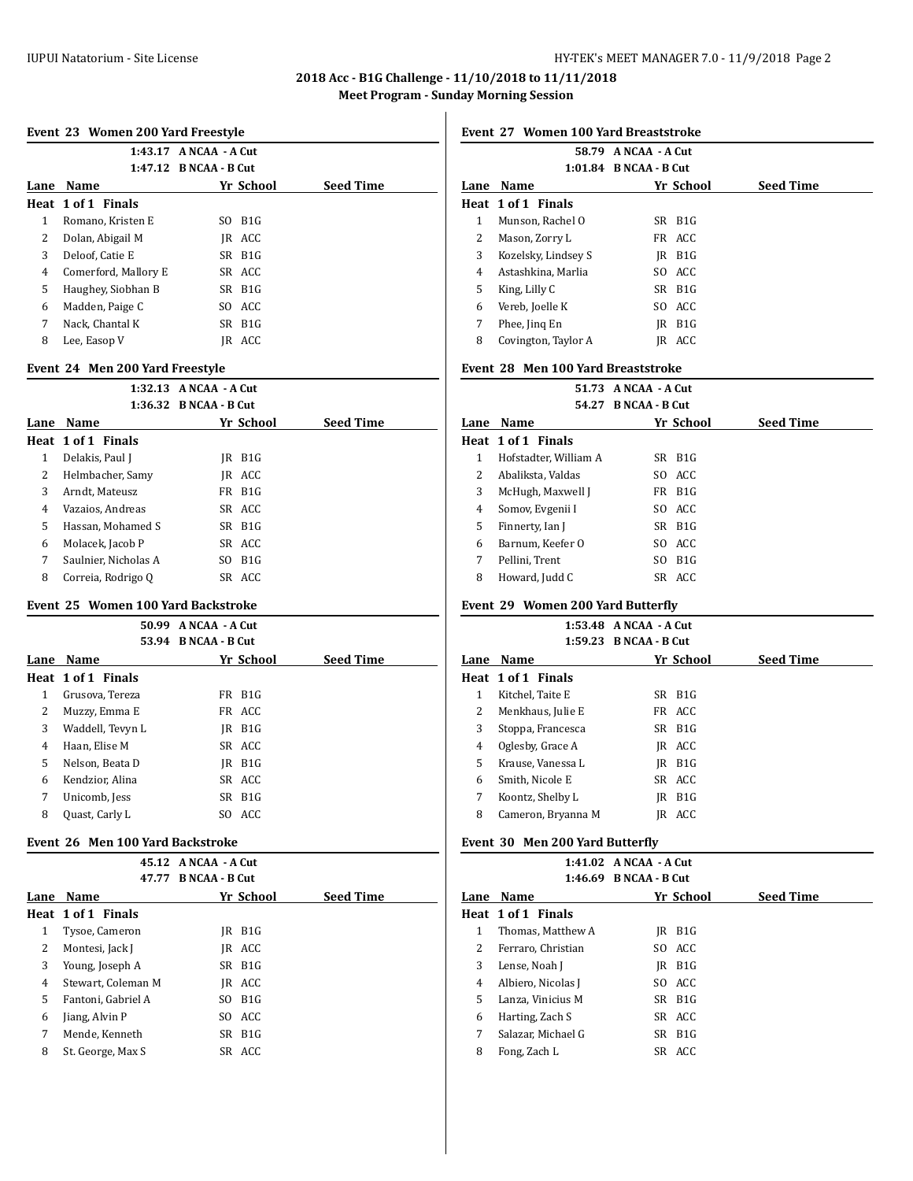## 2018 Acc - B1G Challenge - 11/10/2018 to 11/11/2018

### Meet Program - Sunday Morning Session

#### Event 23 Women 200 Yard Freestyle

1:43.17 A NCAA - A Cut
1:47.12 B NCAA - B Cut

| Lane | Name | Yr | School | Seed Time |
|---|---|---|---|---|
| **Heat 1 of 1 Finals** | | | | |
| 1 | Romano, Kristen E | SO | B1G | |
| 2 | Dolan, Abigail M | JR | ACC | |
| 3 | Deloof, Catie E | SR | B1G | |
| 4 | Comerford, Mallory E | SR | ACC | |
| 5 | Haughey, Siobhan B | SR | B1G | |
| 6 | Madden, Paige C | SO | ACC | |
| 7 | Nack, Chantal K | SR | B1G | |
| 8 | Lee, Easop V | JR | ACC | |

#### Event 24 Men 200 Yard Freestyle

1:32.13 A NCAA - A Cut
1:36.32 B NCAA - B Cut

| Lane | Name | Yr | School | Seed Time |
|---|---|---|---|---|
| **Heat 1 of 1 Finals** | | | | |
| 1 | Delakis, Paul J | JR | B1G | |
| 2 | Helmbacher, Samy | JR | ACC | |
| 3 | Arndt, Mateusz | FR | B1G | |
| 4 | Vazaios, Andreas | SR | ACC | |
| 5 | Hassan, Mohamed S | SR | B1G | |
| 6 | Molacek, Jacob P | SR | ACC | |
| 7 | Saulnier, Nicholas A | SO | B1G | |
| 8 | Correia, Rodrigo Q | SR | ACC | |

#### Event 25 Women 100 Yard Backstroke

50.99 A NCAA - A Cut
53.94 B NCAA - B Cut

| Lane | Name | Yr | School | Seed Time |
|---|---|---|---|---|
| **Heat 1 of 1 Finals** | | | | |
| 1 | Grusova, Tereza | FR | B1G | |
| 2 | Muzzy, Emma E | FR | ACC | |
| 3 | Waddell, Tevyn L | JR | B1G | |
| 4 | Haan, Elise M | SR | ACC | |
| 5 | Nelson, Beata D | JR | B1G | |
| 6 | Kendzior, Alina | SR | ACC | |
| 7 | Unicomb, Jess | SR | B1G | |
| 8 | Quast, Carly L | SO | ACC | |

#### Event 26 Men 100 Yard Backstroke

45.12 A NCAA - A Cut
47.77 B NCAA - B Cut

| Lane | Name | Yr | School | Seed Time |
|---|---|---|---|---|
| **Heat 1 of 1 Finals** | | | | |
| 1 | Tysoe, Cameron | JR | B1G | |
| 2 | Montesi, Jack J | JR | ACC | |
| 3 | Young, Joseph A | SR | B1G | |
| 4 | Stewart, Coleman M | JR | ACC | |
| 5 | Fantoni, Gabriel A | SO | B1G | |
| 6 | Jiang, Alvin P | SO | ACC | |
| 7 | Mende, Kenneth | SR | B1G | |
| 8 | St. George, Max S | SR | ACC | |

#### Event 27 Women 100 Yard Breaststroke

58.79 A NCAA - A Cut
1:01.84 B NCAA - B Cut

| Lane | Name | Yr | School | Seed Time |
|---|---|---|---|---|
| **Heat 1 of 1 Finals** | | | | |
| 1 | Munson, Rachel O | SR | B1G | |
| 2 | Mason, Zorry L | FR | ACC | |
| 3 | Kozelsky, Lindsey S | JR | B1G | |
| 4 | Astashkina, Marlia | SO | ACC | |
| 5 | King, Lilly C | SR | B1G | |
| 6 | Vereb, Joelle K | SO | ACC | |
| 7 | Phee, Jinq En | JR | B1G | |
| 8 | Covington, Taylor A | JR | ACC | |

#### Event 28 Men 100 Yard Breaststroke

51.73 A NCAA - A Cut
54.27 B NCAA - B Cut

| Lane | Name | Yr | School | Seed Time |
|---|---|---|---|---|
| **Heat 1 of 1 Finals** | | | | |
| 1 | Hofstadter, William A | SR | B1G | |
| 2 | Abaliksta, Valdas | SO | ACC | |
| 3 | McHugh, Maxwell J | FR | B1G | |
| 4 | Somov, Evgenii I | SO | ACC | |
| 5 | Finnerty, Ian J | SR | B1G | |
| 6 | Barnum, Keefer O | SO | ACC | |
| 7 | Pellini, Trent | SO | B1G | |
| 8 | Howard, Judd C | SR | ACC | |

#### Event 29 Women 200 Yard Butterfly

1:53.48 A NCAA - A Cut
1:59.23 B NCAA - B Cut

| Lane | Name | Yr | School | Seed Time |
|---|---|---|---|---|
| **Heat 1 of 1 Finals** | | | | |
| 1 | Kitchel, Taite E | SR | B1G | |
| 2 | Menkhaus, Julie E | FR | ACC | |
| 3 | Stoppa, Francesca | SR | B1G | |
| 4 | Oglesby, Grace A | JR | ACC | |
| 5 | Krause, Vanessa L | JR | B1G | |
| 6 | Smith, Nicole E | SR | ACC | |
| 7 | Koontz, Shelby L | JR | B1G | |
| 8 | Cameron, Bryanna M | JR | ACC | |

#### Event 30 Men 200 Yard Butterfly

1:41.02 A NCAA - A Cut
1:46.69 B NCAA - B Cut

| Lane | Name | Yr | School | Seed Time |
|---|---|---|---|---|
| **Heat 1 of 1 Finals** | | | | |
| 1 | Thomas, Matthew A | JR | B1G | |
| 2 | Ferraro, Christian | SO | ACC | |
| 3 | Lense, Noah J | JR | B1G | |
| 4 | Albiero, Nicolas J | SO | ACC | |
| 5 | Lanza, Vinicius M | SR | B1G | |
| 6 | Harting, Zach S | SR | ACC | |
| 7 | Salazar, Michael G | SR | B1G | |
| 8 | Fong, Zach L | SR | ACC | |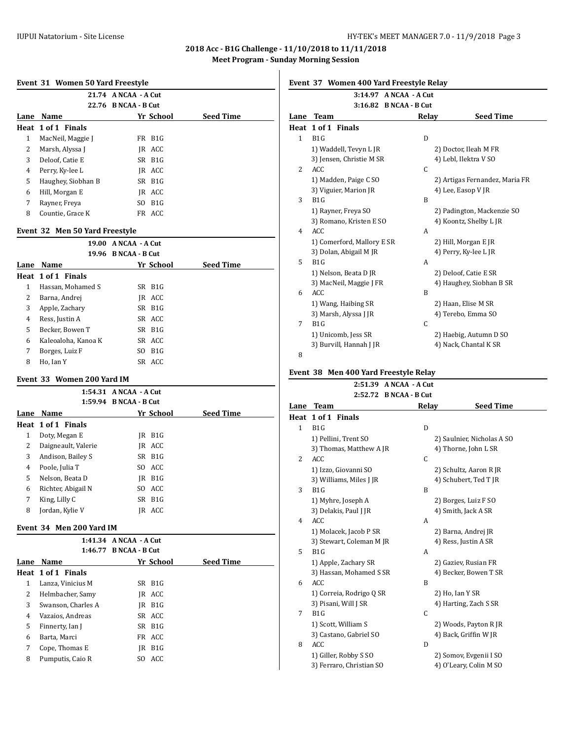## 2018 Acc - B1G Challenge - 11/10/2018 to 11/11/2018

### Meet Program - Sunday Morning Session

#### Event 31 Women 50 Yard Freestyle

21.74 A NCAA - A Cut
22.76 B NCAA - B Cut

| Lane | Name | Yr | School | Seed Time |
|---|---|---|---|---|
| **Heat 1 of 1 Finals** | | | | |
| 1 | MacNeil, Maggie J | FR | B1G | |
| 2 | Marsh, Alyssa J | JR | ACC | |
| 3 | Deloof, Catie E | SR | B1G | |
| 4 | Perry, Ky-lee L | JR | ACC | |
| 5 | Haughey, Siobhan B | SR | B1G | |
| 6 | Hill, Morgan E | JR | ACC | |
| 7 | Rayner, Freya | SO | B1G | |
| 8 | Countie, Grace K | FR | ACC | |

#### Event 32 Men 50 Yard Freestyle

19.00 A NCAA - A Cut
19.96 B NCAA - B Cut

| Lane | Name | Yr | School | Seed Time |
|---|---|---|---|---|
| **Heat 1 of 1 Finals** | | | | |
| 1 | Hassan, Mohamed S | SR | B1G | |
| 2 | Barna, Andrej | JR | ACC | |
| 3 | Apple, Zachary | SR | B1G | |
| 4 | Ress, Justin A | SR | ACC | |
| 5 | Becker, Bowen T | SR | B1G | |
| 6 | Kaleoaloha, Kanoa K | SR | ACC | |
| 7 | Borges, Luiz F | SO | B1G | |
| 8 | Ho, Ian Y | SR | ACC | |

#### Event 33 Women 200 Yard IM

1:54.31 A NCAA - A Cut
1:59.94 B NCAA - B Cut

| Lane | Name | Yr | School | Seed Time |
|---|---|---|---|---|
| **Heat 1 of 1 Finals** | | | | |
| 1 | Doty, Megan E | JR | B1G | |
| 2 | Daigneault, Valerie | JR | ACC | |
| 3 | Andison, Bailey S | SR | B1G | |
| 4 | Poole, Julia T | SO | ACC | |
| 5 | Nelson, Beata D | JR | B1G | |
| 6 | Richter, Abigail N | SO | ACC | |
| 7 | King, Lilly C | SR | B1G | |
| 8 | Jordan, Kylie V | JR | ACC | |

#### Event 34 Men 200 Yard IM

1:41.34 A NCAA - A Cut
1:46.77 B NCAA - B Cut

| Lane | Name | Yr | School | Seed Time |
|---|---|---|---|---|
| **Heat 1 of 1 Finals** | | | | |
| 1 | Lanza, Vinicius M | SR | B1G | |
| 2 | Helmbacher, Samy | JR | ACC | |
| 3 | Swanson, Charles A | JR | B1G | |
| 4 | Vazaios, Andreas | SR | ACC | |
| 5 | Finnerty, Ian J | SR | B1G | |
| 6 | Barta, Marci | FR | ACC | |
| 7 | Cope, Thomas E | JR | B1G | |
| 8 | Pumputis, Caio R | SO | ACC | |

#### Event 37 Women 400 Yard Freestyle Relay

3:14.97 A NCAA - A Cut
3:16.82 B NCAA - B Cut

| Lane | Team | Relay | Seed Time |
|---|---|---|---|
| **Heat 1 of 1 Finals** | | | |
| 1 | B1G | D | |
| | 1) Waddell, Tevyn L JR | 2) Doctor, Ileah M FR | |
| | 3) Jensen, Christie M SR | 4) Lebl, Ilektra V SO | |
| 2 | ACC | C | |
| | 1) Madden, Paige C SO | 2) Artigas Fernandez, Maria FR | |
| | 3) Viguier, Marion JR | 4) Lee, Easop V JR | |
| 3 | B1G | B | |
| | 1) Rayner, Freya SO | 2) Padington, Mackenzie SO | |
| | 3) Romano, Kristen E SO | 4) Koontz, Shelby L JR | |
| 4 | ACC | A | |
| | 1) Comerford, Mallory E SR | 2) Hill, Morgan E JR | |
| | 3) Dolan, Abigail M JR | 4) Perry, Ky-lee L JR | |
| 5 | B1G | A | |
| | 1) Nelson, Beata D JR | 2) Deloof, Catie E SR | |
| | 3) MacNeil, Maggie J FR | 4) Haughey, Siobhan B SR | |
| 6 | ACC | B | |
| | 1) Wang, Haibing SR | 2) Haan, Elise M SR | |
| | 3) Marsh, Alyssa J JR | 4) Terebo, Emma SO | |
| 7 | B1G | C | |
| | 1) Unicomb, Jess SR | 2) Haebig, Autumn D SO | |
| | 3) Burvill, Hannah J JR | 4) Nack, Chantal K SR | |
| 8 | | | |

#### Event 38 Men 400 Yard Freestyle Relay

2:51.39 A NCAA - A Cut
2:52.72 B NCAA - B Cut

| Lane | Team | Relay | Seed Time |
|---|---|---|---|
| **Heat 1 of 1 Finals** | | | |
| 1 | B1G | D | |
| | 1) Pellini, Trent SO | 2) Saulnier, Nicholas A SO | |
| | 3) Thomas, Matthew A JR | 4) Thorne, John L SR | |
| 2 | ACC | C | |
| | 1) Izzo, Giovanni SO | 2) Schultz, Aaron R JR | |
| | 3) Williams, Miles J JR | 4) Schubert, Ted T JR | |
| 3 | B1G | B | |
| | 1) Myhre, Joseph A | 2) Borges, Luiz F SO | |
| | 3) Delakis, Paul J JR | 4) Smith, Jack A SR | |
| 4 | ACC | A | |
| | 1) Molacek, Jacob P SR | 2) Barna, Andrej JR | |
| | 3) Stewart, Coleman M JR | 4) Ress, Justin A SR | |
| 5 | B1G | A | |
| | 1) Apple, Zachary SR | 2) Gaziev, Rusian FR | |
| | 3) Hassan, Mohamed S SR | 4) Becker, Bowen T SR | |
| 6 | ACC | B | |
| | 1) Correia, Rodrigo Q SR | 2) Ho, Ian Y SR | |
| | 3) Pisani, Will J SR | 4) Harting, Zach S SR | |
| 7 | B1G | C | |
| | 1) Scott, William S | 2) Woods, Payton R JR | |
| | 3) Castano, Gabriel SO | 4) Back, Griffin W JR | |
| 8 | ACC | D | |
| | 1) Giller, Robby S SO | 2) Somov, Evgenii I SO | |
| | 3) Ferraro, Christian SO | 4) O'Leary, Colin M SO | |